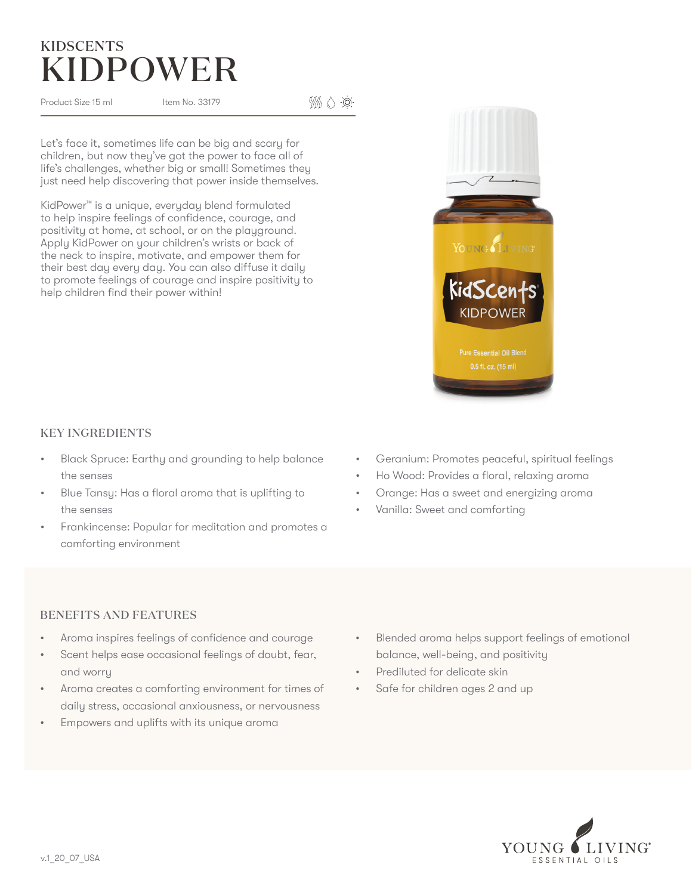KIDSCENTS

# KIDPOWER

Product Size 15 ml Item No. 33179

Let's face it, sometimes life can be big and scary for children, but now they've got the power to face all of life's challenges, whether big or small! Sometimes they just need help discovering that power inside themselves.

KidPower™ is a unique, everyday blend formulated to help inspire feelings of confidence, courage, and positivity at home, at school, or on the playground. Apply KidPower on your children's wrists or back of the neck to inspire, motivate, and empower them for their best day every day. You can also diffuse it daily to promote feelings of courage and inspire positivity to help children find their power within!

## KEY INGREDIENTS

- Black Spruce: Earthy and grounding to help balance the senses
- Blue Tansy: Has a floral aroma that is uplifting to the senses
- Frankincense: Popular for meditation and promotes a comforting environment
- Geranium: Promotes peaceful, spiritual feelings
- Ho Wood: Provides a floral, relaxing aroma
- Orange: Has a sweet and energizing aroma
- Vanilla: Sweet and comforting

## BENEFITS AND FEATURES

- Aroma inspires feelings of confidence and courage
- Scent helps ease occasional feelings of doubt, fear, and worry
- Aroma creates a comforting environment for times of daily stress, occasional anxiousness, or nervousness
- Empowers and uplifts with its unique aroma
- Blended aroma helps support feelings of emotional balance, well-being, and positivity
- Prediluted for delicate skin
- Safe for children ages 2 and up

v.1_20_07_USA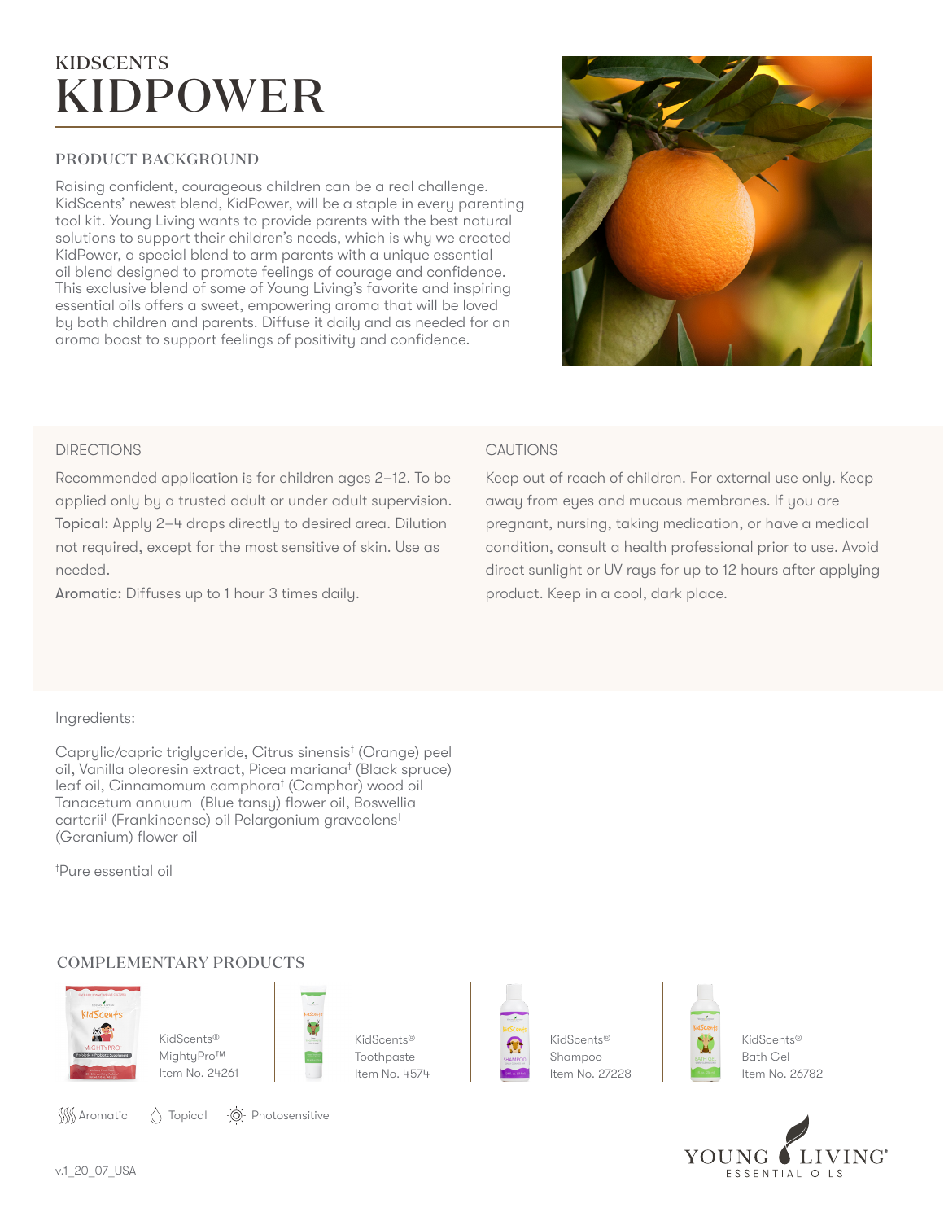KIDSCENTS

# KIDPOWER

## PRODUCT BACKGROUND

Raising confident, courageous children can be a real challenge. KidScents' newest blend, KidPower, will be a staple in every parenting tool kit. Young Living wants to provide parents with the best natural solutions to support their children's needs, which is why we created KidPower, a special blend to arm parents with a unique essential oil blend designed to promote feelings of courage and confidence. This exclusive blend of some of Young Living's favorite and inspiring essential oils offers a sweet, empowering aroma that will be loved by both children and parents. Diffuse it daily and as needed for an aroma boost to support feelings of positivity and confidence.

## DIRECTIONS

Recommended application is for children ages 2–12. To be applied only by a trusted adult or under adult supervision.

**Topical:** Apply 2–4 drops directly to desired area. Dilution not required, except for the most sensitive of skin. Use as needed.

**Aromatic:** Diffuses up to 1 hour 3 times daily.

## CAUTIONS

Keep out of reach of children. For external use only. Keep away from eyes and mucous membranes. If you are pregnant, nursing, taking medication, or have a medical condition, consult a health professional prior to use. Avoid direct sunlight or UV rays for up to 12 hours after applying product. Keep in a cool, dark place.

Ingredients:

Caprylic/capric triglyceride, Citrus sinensis† (Orange) peel oil, Vanilla oleoresin extract, Picea mariana† (Black spruce) leaf oil, Cinnamomum camphora† (Camphor) wood oil Tanacetum annuum† (Blue tansy) flower oil, Boswellia carterii† (Frankincense) oil Pelargonium graveolens† (Geranium) flower oil

†Pure essential oil

## COMPLEMENTARY PRODUCTS

- KidScents® MightyPro™ Item No. 24261
- KidScents® Toothpaste Item No. 4574
- KidScents® Shampoo Item No. 27228
- KidScents® Bath Gel Item No. 26782

Aromatic | Topical | Photosensitive

v.1_20_07_USA